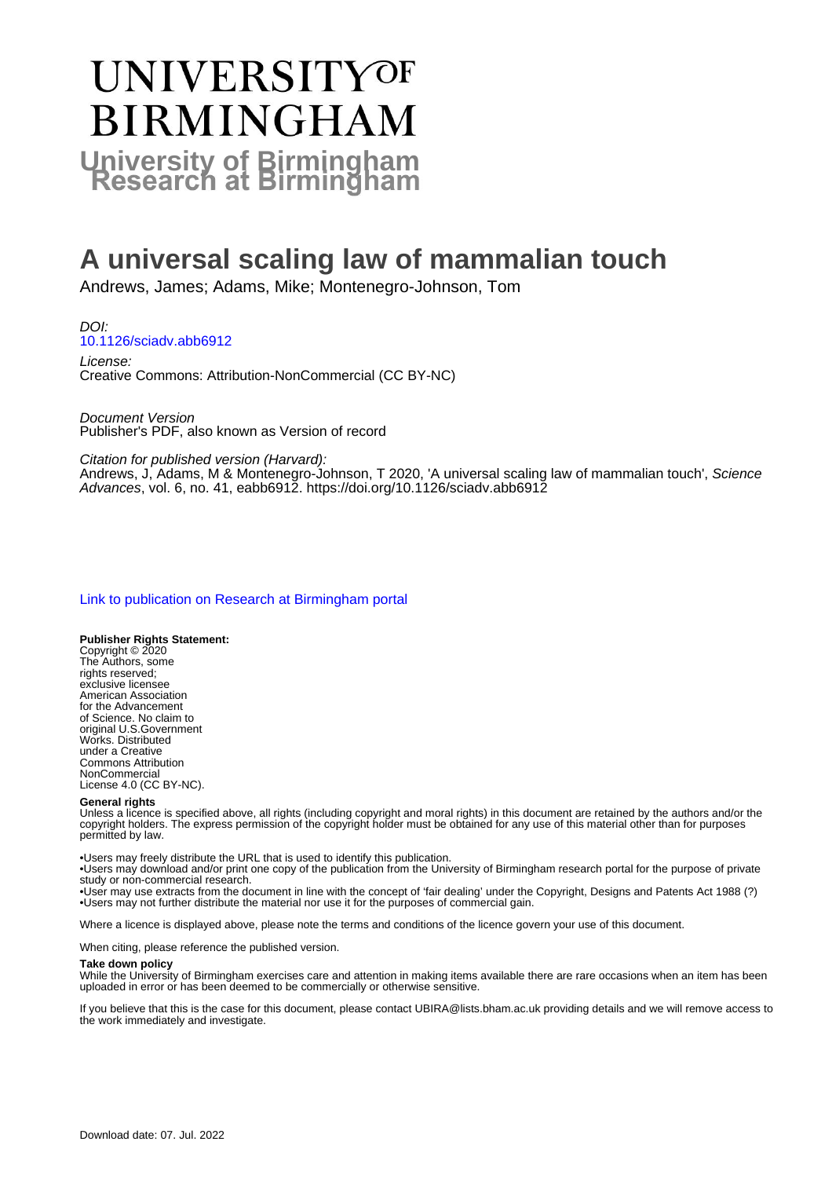# UNIVERSITY OF BIRMINGHAM

## University of Birmingham Research at Birmingham

# A universal scaling law of mammalian touch

Andrews, James; Adams, Mike; Montenegro-Johnson, Tom

*DOI:*
10.1126/sciadv.abb6912

*License:*
Creative Commons: Attribution-NonCommercial (CC BY-NC)

*Document Version*
Publisher's PDF, also known as Version of record

*Citation for published version (Harvard):*
Andrews, J, Adams, M & Montenegro-Johnson, T 2020, 'A universal scaling law of mammalian touch', *Science Advances*, vol. 6, no. 41, eabb6912. https://doi.org/10.1126/sciadv.abb6912

Link to publication on Research at Birmingham portal

**Publisher Rights Statement:**
Copyright © 2020 The Authors, some rights reserved; exclusive licensee American Association for the Advancement of Science. No claim to original U.S.Government Works. Distributed under a Creative Commons Attribution NonCommercial License 4.0 (CC BY-NC).

**General rights**
Unless a licence is specified above, all rights (including copyright and moral rights) in this document are retained by the authors and/or the copyright holders. The express permission of the copyright holder must be obtained for any use of this material other than for purposes permitted by law.

•Users may freely distribute the URL that is used to identify this publication.
•Users may download and/or print one copy of the publication from the University of Birmingham research portal for the purpose of private study or non-commercial research.
•User may use extracts from the document in line with the concept of 'fair dealing' under the Copyright, Designs and Patents Act 1988 (?)
•Users may not further distribute the material nor use it for the purposes of commercial gain.

Where a licence is displayed above, please note the terms and conditions of the licence govern your use of this document.

When citing, please reference the published version.

**Take down policy**
While the University of Birmingham exercises care and attention in making items available there are rare occasions when an item has been uploaded in error or has been deemed to be commercially or otherwise sensitive.

If you believe that this is the case for this document, please contact UBIRA@lists.bham.ac.uk providing details and we will remove access to the work immediately and investigate.

Download date: 07. Jul. 2022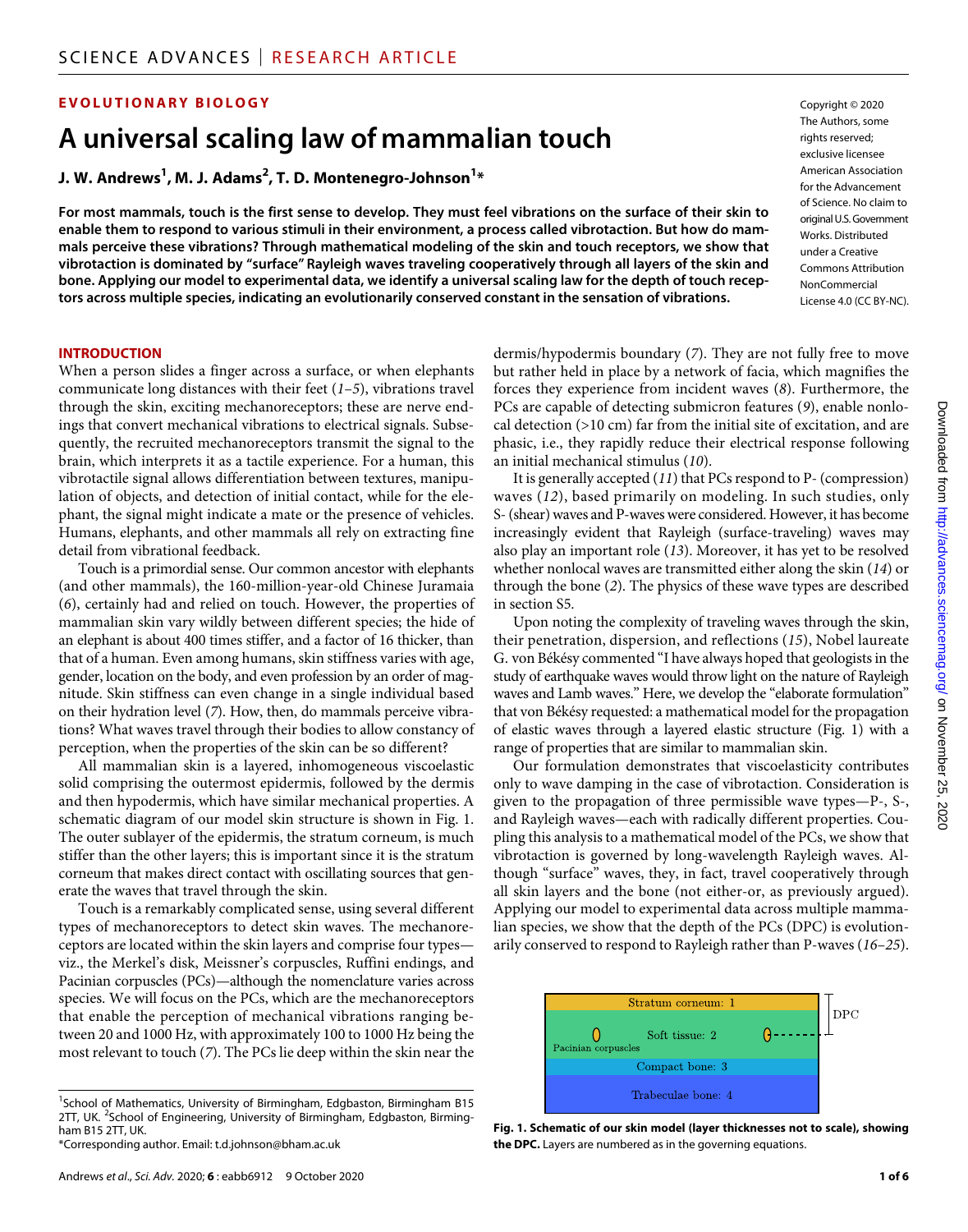EVOLUTIONARY BIOLOGY

# A universal scaling law of mammalian touch

**J. W. Andrews[1], M. J. Adams[2], T. D. Montenegro-Johnson[1]***

**For most mammals, touch is the first sense to develop. They must feel vibrations on the surface of their skin to enable them to respond to various stimuli in their environment, a process called vibrotaction. But how do mammals perceive these vibrations? Through mathematical modeling of the skin and touch receptors, we show that vibrotaction is dominated by "surface" Rayleigh waves traveling cooperatively through all layers of the skin and bone. Applying our model to experimental data, we identify a universal scaling law for the depth of touch receptors across multiple species, indicating an evolutionarily conserved constant in the sensation of vibrations.**

Copyright © 2020 The Authors, some rights reserved; exclusive licensee American Association for the Advancement of Science. No claim to original U.S. Government Works. Distributed under a Creative Commons Attribution NonCommercial License 4.0 (CC BY-NC).

## INTRODUCTION

When a person slides a finger across a surface, or when elephants communicate long distances with their feet (*1–5*), vibrations travel through the skin, exciting mechanoreceptors; these are nerve endings that convert mechanical vibrations to electrical signals. Subsequently, the recruited mechanoreceptors transmit the signal to the brain, which interprets it as a tactile experience. For a human, this vibrotactile signal allows differentiation between textures, manipulation of objects, and detection of initial contact, while for the elephant, the signal might indicate a mate or the presence of vehicles. Humans, elephants, and other mammals all rely on extracting fine detail from vibrational feedback.

Touch is a primordial sense. Our common ancestor with elephants (and other mammals), the 160-million-year-old Chinese Juramaia (*6*), certainly had and relied on touch. However, the properties of mammalian skin vary wildly between different species; the hide of an elephant is about 400 times stiffer, and a factor of 16 thicker, than that of a human. Even among humans, skin stiffness varies with age, gender, location on the body, and even profession by an order of magnitude. Skin stiffness can even change in a single individual based on their hydration level (*7*). How, then, do mammals perceive vibrations? What waves travel through their bodies to allow constancy of perception, when the properties of the skin can be so different?

All mammalian skin is a layered, inhomogeneous viscoelastic solid comprising the outermost epidermis, followed by the dermis and then hypodermis, which have similar mechanical properties. A schematic diagram of our model skin structure is shown in Fig. 1. The outer sublayer of the epidermis, the stratum corneum, is much stiffer than the other layers; this is important since it is the stratum corneum that makes direct contact with oscillating sources that generate the waves that travel through the skin.

Touch is a remarkably complicated sense, using several different types of mechanoreceptors to detect skin waves. The mechanoreceptors are located within the skin layers and comprise four types—viz., the Merkel's disk, Meissner's corpuscles, Ruffini endings, and Pacinian corpuscles (PCs)—although the nomenclature varies across species. We will focus on the PCs, which are the mechanoreceptors that enable the perception of mechanical vibrations ranging between 20 and 1000 Hz, with approximately 100 to 1000 Hz being the most relevant to touch (*7*). The PCs lie deep within the skin near the dermis/hypodermis boundary (*7*). They are not fully free to move but rather held in place by a network of facia, which magnifies the forces they experience from incident waves (*8*). Furthermore, the PCs are capable of detecting submicron features (*9*), enable nonlocal detection (>10 cm) far from the initial site of excitation, and are phasic, i.e., they rapidly reduce their electrical response following an initial mechanical stimulus (*10*).

It is generally accepted (*11*) that PCs respond to P- (compression) waves (*12*), based primarily on modeling. In such studies, only S- (shear) waves and P-waves were considered. However, it has become increasingly evident that Rayleigh (surface-traveling) waves may also play an important role (*13*). Moreover, it has yet to be resolved whether nonlocal waves are transmitted either along the skin (*14*) or through the bone (*2*). The physics of these wave types are described in section S5.

Upon noting the complexity of traveling waves through the skin, their penetration, dispersion, and reflections (*15*), Nobel laureate G. von Békésy commented "I have always hoped that geologists in the study of earthquake waves would throw light on the nature of Rayleigh waves and Lamb waves." Here, we develop the "elaborate formulation" that von Békésy requested: a mathematical model for the propagation of elastic waves through a layered elastic structure (Fig. 1) with a range of properties that are similar to mammalian skin.

Our formulation demonstrates that viscoelasticity contributes only to wave damping in the case of vibrotaction. Consideration is given to the propagation of three permissible wave types—P-, S-, and Rayleigh waves—each with radically different properties. Coupling this analysis to a mathematical model of the PCs, we show that vibrotaction is governed by long-wavelength Rayleigh waves. Although "surface" waves, they, in fact, travel cooperatively through all skin layers and the bone (not either-or, as previously argued). Applying our model to experimental data across multiple mammalian species, we show that the depth of the PCs (DPC) is evolutionarily conserved to respond to Rayleigh rather than P-waves (*16–25*).

**Fig. 1. Schematic of our skin model (layer thicknesses not to scale), showing the DPC.** Layers are numbered as in the governing equations.

[1]School of Mathematics, University of Birmingham, Edgbaston, Birmingham B15 2TT, UK. [2]School of Engineering, University of Birmingham, Edgbaston, Birmingham B15 2TT, UK.
*Corresponding author. Email: t.d.johnson@bham.ac.uk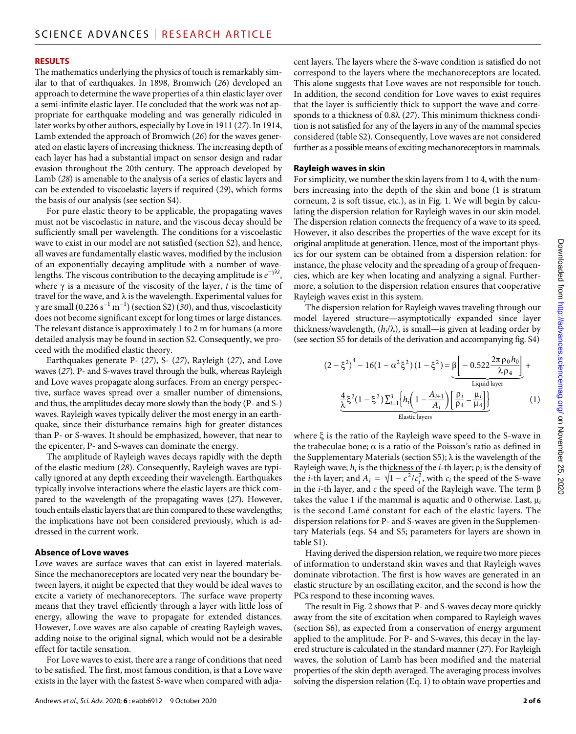## RESULTS

The mathematics underlying the physics of touch is remarkably similar to that of earthquakes. In 1898, Bromwich (*26*) developed an approach to determine the wave properties of a thin elastic layer over a semi-infinite elastic layer. He concluded that the work was not appropriate for earthquake modeling and was generally ridiculed in later works by other authors, especially by Love in 1911 (*27*). In 1914, Lamb extended the approach of Bromwich (*26*) for the waves generated on elastic layers of increasing thickness. The increasing depth of each layer has had a substantial impact on sensor design and radar evasion throughout the 20th century. The approach developed by Lamb (*28*) is amenable to the analysis of a series of elastic layers and can be extended to viscoelastic layers if required (*29*), which forms the basis of our analysis (see section S4).

For pure elastic theory to be applicable, the propagating waves must not be viscoelastic in nature, and the viscous decay should be sufficiently small per wavelength. The conditions for a viscoelastic wave to exist in our model are not satisfied (section S2), and hence, all waves are fundamentally elastic waves, modified by the inclusion of an exponentially decaying amplitude with a number of wavelengths. The viscous contribution to the decaying amplitude is $e^{-\gamma\lambda t}$, where $\gamma$ is a measure of the viscosity of the layer, $t$ is the time of travel for the wave, and $\lambda$ is the wavelength. Experimental values for $\gamma$ are small ($0.226\ \text{s}^{-1}\ \text{m}^{-1}$) (section S2) (*30*), and thus, viscoelasticity does not become significant except for long times or large distances. The relevant distance is approximately 1 to 2 m for humans (a more detailed analysis may be found in section S2. Consequently, we proceed with the modified elastic theory.

Earthquakes generate P- (*27*), S- (*27*), Rayleigh (*27*), and Love waves (*27*). P- and S-waves travel through the bulk, whereas Rayleigh and Love waves propagate along surfaces. From an energy perspective, surface waves spread over a smaller number of dimensions, and thus, the amplitudes decay more slowly than the body (P- and S-) waves. Rayleigh waves typically deliver the most energy in an earthquake, since their disturbance remains high for greater distances than P- or S-waves. It should be emphasized, however, that near to the epicenter, P- and S-waves can dominate the energy.

The amplitude of Rayleigh waves decays rapidly with the depth of the elastic medium (*28*). Consequently, Rayleigh waves are typically ignored at any depth exceeding their wavelength. Earthquakes typically involve interactions where the elastic layers are thick compared to the wavelength of the propagating waves (*27*). However, touch entails elastic layers that are thin compared to these wavelengths; the implications have not been considered previously, which is addressed in the current work.

### Absence of Love waves

Love waves are surface waves that can exist in layered materials. Since the mechanoreceptors are located very near the boundary between layers, it might be expected that they would be ideal waves to excite a variety of mechanoreceptors. The surface wave property means that they travel efficiently through a layer with little loss of energy, allowing the wave to propagate for extended distances. However, Love waves are also capable of creating Rayleigh waves, adding noise to the original signal, which would not be a desirable effect for tactile sensation.

For Love waves to exist, there are a range of conditions that need to be satisfied. The first, most famous condition, is that a Love wave exists in the layer with the fastest S-wave when compared with adjacent layers. The layers where the S-wave condition is satisfied do not correspond to the layers where the mechanoreceptors are located. This alone suggests that Love waves are not responsible for touch. In addition, the second condition for Love waves to exist requires that the layer is sufficiently thick to support the wave and corresponds to a thickness of 0.8λ (*27*). This minimum thickness condition is not satisfied for any of the layers in any of the mammal species considered (table S2). Consequently, Love waves are not considered further as a possible means of exciting mechanoreceptors in mammals.

### Rayleigh waves in skin

For simplicity, we number the skin layers from 1 to 4, with the numbers increasing into the depth of the skin and bone (1 is stratum corneum, 2 is soft tissue, etc.), as in Fig. 1. We will begin by calculating the dispersion relation for Rayleigh waves in our skin model. The dispersion relation connects the frequency of a wave to its speed. However, it also describes the properties of the wave except for its original amplitude at generation. Hence, most of the important physics for our system can be obtained from a dispersion relation: for instance, the phase velocity and the spreading of a group of frequencies, which are key when locating and analyzing a signal. Furthermore, a solution to the dispersion relation ensures that cooperative Rayleigh waves exist in this system.

The dispersion relation for Rayleigh waves traveling through our model layered structure—asymptotically expanded since layer thickness/wavelength, ($h_i/\lambda$), is small—is given at leading order by (see section S5 for details of the derivation and accompanying fig. S4)

$$(2-\xi^2)^4 - 16(1-\alpha^2\xi^2)(1-\xi^2) = \underbrace{\beta\left[-0.522\frac{2\pi\rho_0 h_0}{\lambda\rho_4}\right]}_{\text{Liquid layer}} + \underbrace{\frac{4}{\lambda}\xi^2(1-\xi^2)\sum_{i=1}^{3}\left\{h_i\left(1-\frac{A_{i+1}}{A_i}\right)\left[\frac{\rho_i}{\rho_4}-\frac{\mu_i}{\mu_4}\right]\right\}}_{\text{Elastic layers}} \quad (1)$$

where $\xi$ is the ratio of the Rayleigh wave speed to the S-wave in the trabeculae bone; $\alpha$ is a ratio of the Poisson's ratio as defined in the Supplementary Materials (section S5); $\lambda$ is the wavelength of the Rayleigh wave; $h_i$ is the thickness of the $i$-th layer; $\rho_i$ is the density of the $i$-th layer; and $A_i = \sqrt{1-c^2/c_i^2}$, with $c_i$ the speed of the S-wave in the $i$-th layer, and $c$ the speed of the Rayleigh wave. The term $\beta$ takes the value 1 if the mammal is aquatic and 0 otherwise. Last, $\mu_i$ is the second Lamé constant for each of the elastic layers. The dispersion relations for P- and S-waves are given in the Supplementary Materials (eqs. S4 and S5; parameters for layers are shown in table S1).

Having derived the dispersion relation, we require two more pieces of information to understand skin waves and that Rayleigh waves dominate vibrotaction. The first is how waves are generated in an elastic structure by an oscillating excitor, and the second is how the PCs respond to these incoming waves.

The result in Fig. 2 shows that P- and S-waves decay more quickly away from the site of excitation when compared to Rayleigh waves (section S6), as expected from a conservation of energy argument applied to the amplitude. For P- and S-waves, this decay in the layered structure is calculated in the standard manner (*27*). For Rayleigh waves, the solution of Lamb has been modified and the material properties of the skin depth averaged. The averaging process involves solving the dispersion relation (Eq. 1) to obtain wave properties and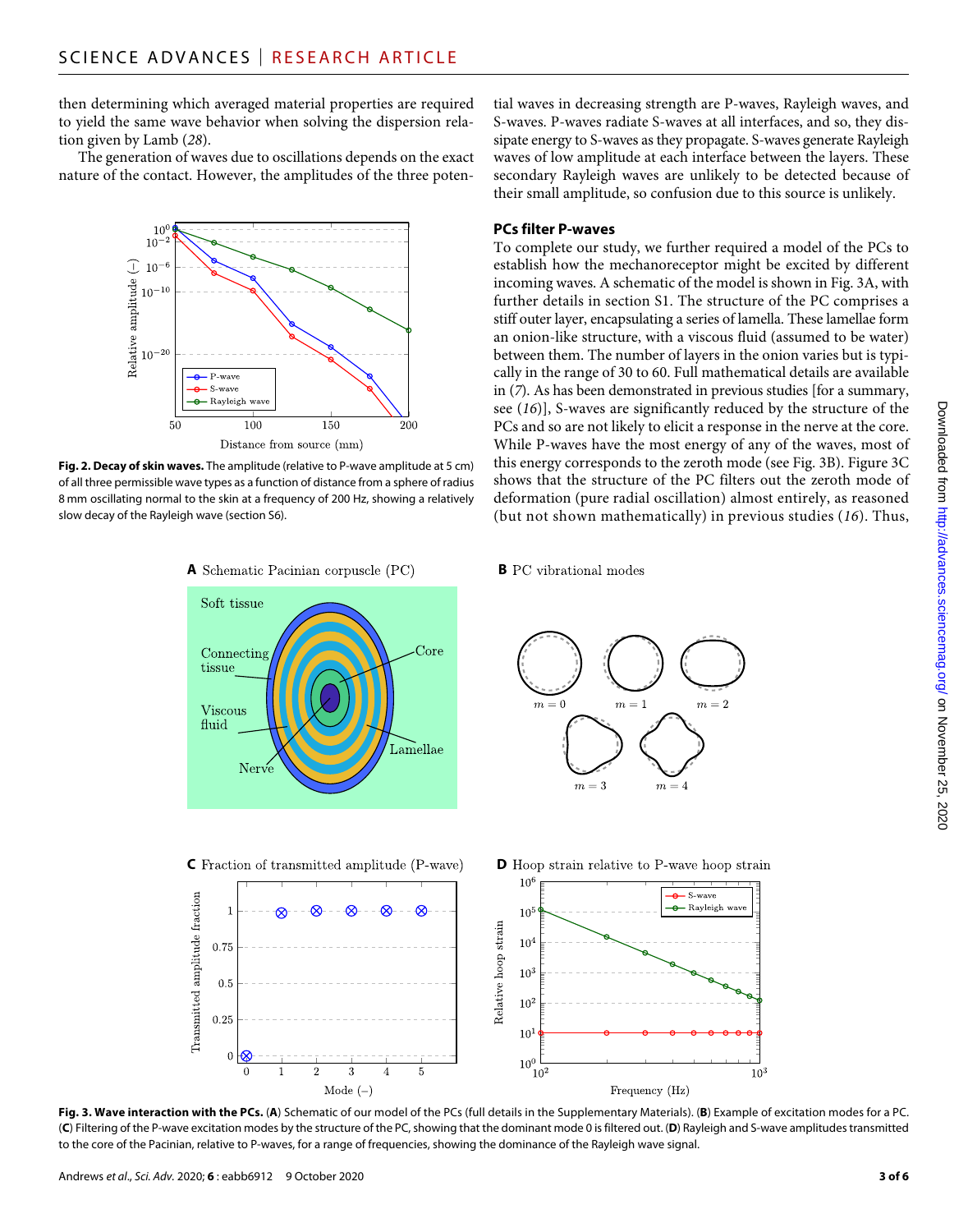then determining which averaged material properties are required to yield the same wave behavior when solving the dispersion relation given by Lamb (*28*).

The generation of waves due to oscillations depends on the exact nature of the contact. However, the amplitudes of the three potential waves in decreasing strength are P-waves, Rayleigh waves, and S-waves. P-waves radiate S-waves at all interfaces, and so, they dissipate energy to S-waves as they propagate. S-waves generate Rayleigh waves of low amplitude at each interface between the layers. These secondary Rayleigh waves are unlikely to be detected because of their small amplitude, so confusion due to this source is unlikely.

**Fig. 2. Decay of skin waves.** The amplitude (relative to P-wave amplitude at 5 cm) of all three permissible wave types as a function of distance from a sphere of radius 8 mm oscillating normal to the skin at a frequency of 200 Hz, showing a relatively slow decay of the Rayleigh wave (section S6).

### PCs filter P-waves

To complete our study, we further required a model of the PCs to establish how the mechanoreceptor might be excited by different incoming waves. A schematic of the model is shown in Fig. 3A, with further details in section S1. The structure of the PC comprises a stiff outer layer, encapsulating a series of lamella. These lamellae form an onion-like structure, with a viscous fluid (assumed to be water) between them. The number of layers in the onion varies but is typically in the range of 30 to 60. Full mathematical details are available in (*7*). As has been demonstrated in previous studies [for a summary, see (*16*)], S-waves are significantly reduced by the structure of the PCs and so are not likely to elicit a response in the nerve at the core. While P-waves have the most energy of any of the waves, most of this energy corresponds to the zeroth mode (see Fig. 3B). Figure 3C shows that the structure of the PC filters out the zeroth mode of deformation (pure radial oscillation) almost entirely, as reasoned (but not shown mathematically) in previous studies (*16*). Thus,

**Fig. 3. Wave interaction with the PCs.** (**A**) Schematic of our model of the PCs (full details in the Supplementary Materials). (**B**) Example of excitation modes for a PC. (**C**) Filtering of the P-wave excitation modes by the structure of the PC, showing that the dominant mode 0 is filtered out. (**D**) Rayleigh and S-wave amplitudes transmitted to the core of the Pacinian, relative to P-waves, for a range of frequencies, showing the dominance of the Rayleigh wave signal.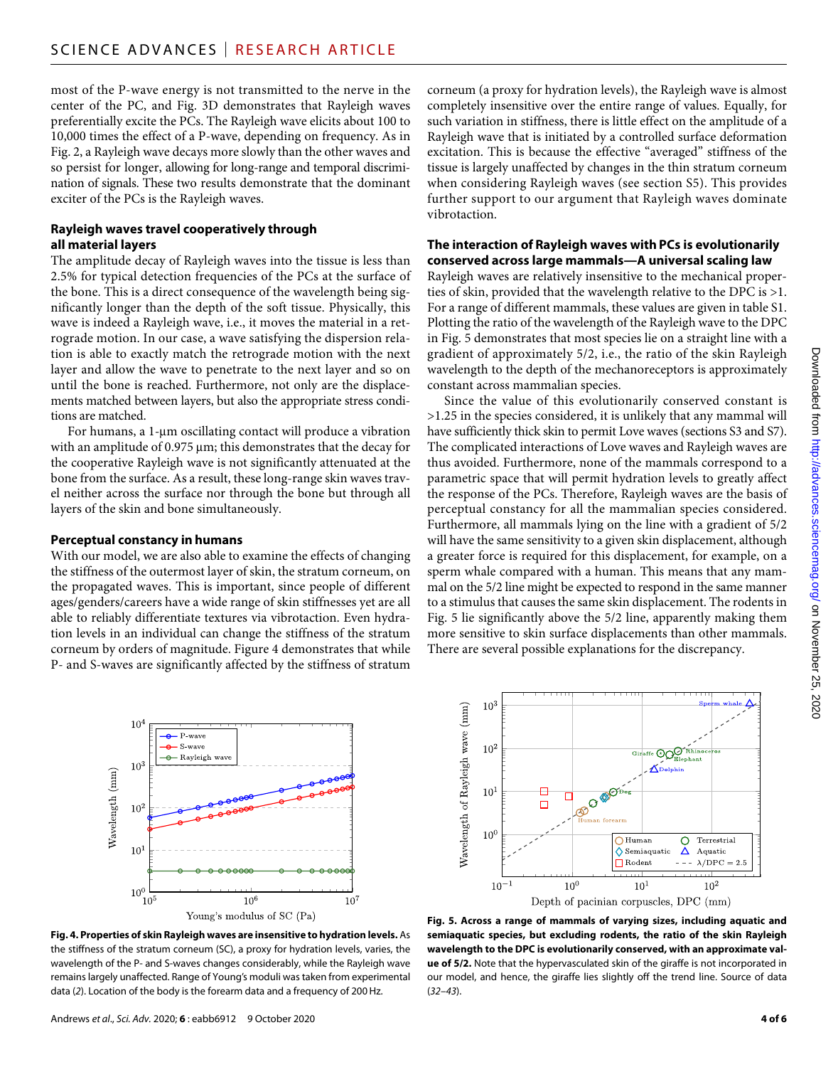most of the P-wave energy is not transmitted to the nerve in the center of the PC, and Fig. 3D demonstrates that Rayleigh waves preferentially excite the PCs. The Rayleigh wave elicits about 100 to 10,000 times the effect of a P-wave, depending on frequency. As in Fig. 2, a Rayleigh wave decays more slowly than the other waves and so persist for longer, allowing for long-range and temporal discrimination of signals. These two results demonstrate that the dominant exciter of the PCs is the Rayleigh waves.

### Rayleigh waves travel cooperatively through all material layers

The amplitude decay of Rayleigh waves into the tissue is less than 2.5% for typical detection frequencies of the PCs at the surface of the bone. This is a direct consequence of the wavelength being significantly longer than the depth of the soft tissue. Physically, this wave is indeed a Rayleigh wave, i.e., it moves the material in a retrograde motion. In our case, a wave satisfying the dispersion relation is able to exactly match the retrograde motion with the next layer and allow the wave to penetrate to the next layer and so on until the bone is reached. Furthermore, not only are the displacements matched between layers, but also the appropriate stress conditions are matched.

For humans, a 1-μm oscillating contact will produce a vibration with an amplitude of 0.975 μm; this demonstrates that the decay for the cooperative Rayleigh wave is not significantly attenuated at the bone from the surface. As a result, these long-range skin waves travel neither across the surface nor through the bone but through all layers of the skin and bone simultaneously.

### Perceptual constancy in humans

With our model, we are also able to examine the effects of changing the stiffness of the outermost layer of skin, the stratum corneum, on the propagated waves. This is important, since people of different ages/genders/careers have a wide range of skin stiffnesses yet are all able to reliably differentiate textures via vibrotaction. Even hydration levels in an individual can change the stiffness of the stratum corneum by orders of magnitude. Figure 4 demonstrates that while P- and S-waves are significantly affected by the stiffness of stratum corneum (a proxy for hydration levels), the Rayleigh wave is almost completely insensitive over the entire range of values. Equally, for such variation in stiffness, there is little effect on the amplitude of a Rayleigh wave that is initiated by a controlled surface deformation excitation. This is because the effective "averaged" stiffness of the tissue is largely unaffected by changes in the thin stratum corneum when considering Rayleigh waves (see section S5). This provides further support to our argument that Rayleigh waves dominate vibrotaction.

### The interaction of Rayleigh waves with PCs is evolutionarily conserved across large mammals—A universal scaling law

Rayleigh waves are relatively insensitive to the mechanical properties of skin, provided that the wavelength relative to the DPC is >1. For a range of different mammals, these values are given in table S1. Plotting the ratio of the wavelength of the Rayleigh wave to the DPC in Fig. 5 demonstrates that most species lie on a straight line with a gradient of approximately 5/2, i.e., the ratio of the skin Rayleigh wavelength to the depth of the mechanoreceptors is approximately constant across mammalian species.

Since the value of this evolutionarily conserved constant is >1.25 in the species considered, it is unlikely that any mammal will have sufficiently thick skin to permit Love waves (sections S3 and S7). The complicated interactions of Love waves and Rayleigh waves are thus avoided. Furthermore, none of the mammals correspond to a parametric space that will permit hydration levels to greatly affect the response of the PCs. Therefore, Rayleigh waves are the basis of perceptual constancy for all the mammalian species considered. Furthermore, all mammals lying on the line with a gradient of 5/2 will have the same sensitivity to a given skin displacement, although a greater force is required for this displacement, for example, on a sperm whale compared with a human. This means that any mammal on the 5/2 line might be expected to respond in the same manner to a stimulus that causes the same skin displacement. The rodents in Fig. 5 lie significantly above the 5/2 line, apparently making them more sensitive to skin surface displacements than other mammals. There are several possible explanations for the discrepancy.

**Fig. 4. Properties of skin Rayleigh waves are insensitive to hydration levels.** As the stiffness of the stratum corneum (SC), a proxy for hydration levels, varies, the wavelength of the P- and S-waves changes considerably, while the Rayleigh wave remains largely unaffected. Range of Young's moduli was taken from experimental data (2). Location of the body is the forearm data and a frequency of 200 Hz.

**Fig. 5. Across a range of mammals of varying sizes, including aquatic and semiaquatic species, but excluding rodents, the ratio of the skin Rayleigh wavelength to the DPC is evolutionarily conserved, with an approximate value of 5/2.** Note that the hypervasculated skin of the giraffe is not incorporated in our model, and hence, the giraffe lies slightly off the trend line. Source of data (32–43).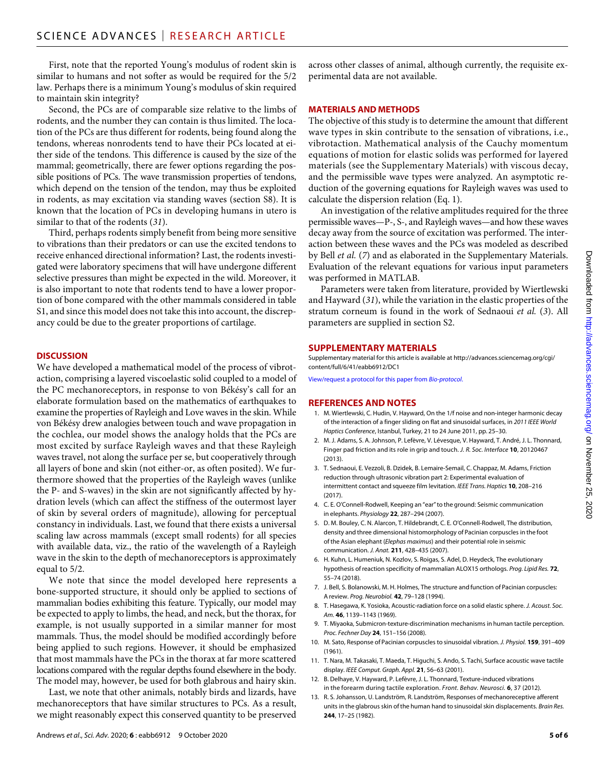First, note that the reported Young's modulus of rodent skin is similar to humans and not softer as would be required for the 5/2 law. Perhaps there is a minimum Young's modulus of skin required to maintain skin integrity?

Second, the PCs are of comparable size relative to the limbs of rodents, and the number they can contain is thus limited. The location of the PCs are thus different for rodents, being found along the tendons, whereas nonrodents tend to have their PCs located at either side of the tendons. This difference is caused by the size of the mammal; geometrically, there are fewer options regarding the possible positions of PCs. The wave transmission properties of tendons, which depend on the tension of the tendon, may thus be exploited in rodents, as may excitation via standing waves (section S8). It is known that the location of PCs in developing humans in utero is similar to that of the rodents (*31*).

Third, perhaps rodents simply benefit from being more sensitive to vibrations than their predators or can use the excited tendons to receive enhanced directional information? Last, the rodents investigated were laboratory specimens that will have undergone different selective pressures than might be expected in the wild. Moreover, it is also important to note that rodents tend to have a lower proportion of bone compared with the other mammals considered in table S1, and since this model does not take this into account, the discrepancy could be due to the greater proportions of cartilage.

## DISCUSSION

We have developed a mathematical model of the process of vibrotaction, comprising a layered viscoelastic solid coupled to a model of the PC mechanoreceptors, in response to von Békésy's call for an elaborate formulation based on the mathematics of earthquakes to examine the properties of Rayleigh and Love waves in the skin. While von Békésy drew analogies between touch and wave propagation in the cochlea, our model shows the analogy holds that the PCs are most excited by surface Rayleigh waves and that these Rayleigh waves travel, not along the surface per se, but cooperatively through all layers of bone and skin (not either-or, as often posited). We furthermore showed that the properties of the Rayleigh waves (unlike the P- and S-waves) in the skin are not significantly affected by hydration levels (which can affect the stiffness of the outermost layer of skin by several orders of magnitude), allowing for perceptual constancy in individuals. Last, we found that there exists a universal scaling law across mammals (except small rodents) for all species with available data, viz., the ratio of the wavelength of a Rayleigh wave in the skin to the depth of mechanoreceptors is approximately equal to 5/2.

We note that since the model developed here represents a bone-supported structure, it should only be applied to sections of mammalian bodies exhibiting this feature. Typically, our model may be expected to apply to limbs, the head, and neck, but the thorax, for example, is not usually supported in a similar manner for most mammals. Thus, the model should be modified accordingly before being applied to such regions. However, it should be emphasized that most mammals have the PCs in the thorax at far more scattered locations compared with the regular depths found elsewhere in the body. The model may, however, be used for both glabrous and hairy skin.

Last, we note that other animals, notably birds and lizards, have mechanoreceptors that have similar structures to PCs. As a result, we might reasonably expect this conserved quantity to be preserved across other classes of animal, although currently, the requisite experimental data are not available.

## MATERIALS AND METHODS

The objective of this study is to determine the amount that different wave types in skin contribute to the sensation of vibrations, i.e., vibrotaction. Mathematical analysis of the Cauchy momentum equations of motion for elastic solids was performed for layered materials (see the Supplementary Materials) with viscous decay, and the permissible wave types were analyzed. An asymptotic reduction of the governing equations for Rayleigh waves was used to calculate the dispersion relation (Eq. 1).

An investigation of the relative amplitudes required for the three permissible waves—P-, S-, and Rayleigh waves—and how these waves decay away from the source of excitation was performed. The interaction between these waves and the PCs was modeled as described by Bell *et al.* (*7*) and as elaborated in the Supplementary Materials. Evaluation of the relevant equations for various input parameters was performed in MATLAB.

Parameters were taken from literature, provided by Wiertlewski and Hayward (*31*), while the variation in the elastic properties of the stratum corneum is found in the work of Sednaoui *et al.* (*3*). All parameters are supplied in section S2.

## SUPPLEMENTARY MATERIALS

Supplementary material for this article is available at http://advances.sciencemag.org/cgi/content/full/6/41/eabb6912/DC1

View/request a protocol for this paper from *Bio-protocol*.

## REFERENCES AND NOTES

1. M. Wiertlewski, C. Hudin, V. Hayward, On the 1/f noise and non-integer harmonic decay of the interaction of a finger sliding on flat and sinusoidal surfaces, in *2011 IEEE World Haptics Conference*, Istanbul, Turkey, 21 to 24 June 2011, pp. 25–30.
2. M. J. Adams, S. A. Johnson, P. Lefèvre, V. Lévesque, V. Hayward, T. André, J. L. Thonnard, Finger pad friction and its role in grip and touch. *J. R. Soc. Interface* **10**, 20120467 (2013).
3. T. Sednaoui, E. Vezzoli, B. Dzidek, B. Lemaire-Semail, C. Chappaz, M. Adams, Friction reduction through ultrasonic vibration part 2: Experimental evaluation of intermittent contact and squeeze film levitation. *IEEE Trans. Haptics* **10**, 208–216 (2017).
4. C. E. O'Connell-Rodwell, Keeping an "ear" to the ground: Seismic communication in elephants. *Physiology* **22**, 287–294 (2007).
5. D. M. Bouley, C. N. Alarcon, T. Hildebrandt, C. E. O'Connell-Rodwell, The distribution, density and three dimensional histomorphology of Pacinian corpuscles in the foot of the Asian elephant (*Elephas maximus*) and their potential role in seismic communication. *J. Anat.* **211**, 428–435 (2007).
6. H. Kuhn, L. Humeniuk, N. Kozlov, S. Roigas, S. Adel, D. Heydeck, The evolutionary hypothesis of reaction specificity of mammalian ALOX15 orthologs. *Prog. Lipid Res.* **72**, 55–74 (2018).
7. J. Bell, S. Bolanowski, M. H. Holmes, The structure and function of Pacinian corpuscles: A review. *Prog. Neurobiol.* **42**, 79–128 (1994).
8. T. Hasegawa, K. Yosioka, Acoustic-radiation force on a solid elastic sphere. *J. Acoust. Soc. Am.* **46**, 1139–1143 (1969).
9. T. Miyaoka, Submicron-texture-discrimination mechanisms in human tactile perception. *Proc. Fechner Day* **24**, 151–156 (2008).
10. M. Sato, Response of Pacinian corpuscles to sinusoidal vibration. *J. Physiol.* **159**, 391–409 (1961).
11. T. Nara, M. Takasaki, T. Maeda, T. Higuchi, S. Ando, S. Tachi, Surface acoustic wave tactile display. *IEEE Comput. Graph. Appl.* **21**, 56–63 (2001).
12. B. Delhaye, V. Hayward, P. Lefèvre, J. L. Thonnard, Texture-induced vibrations in the forearm during tactile exploration. *Front. Behav. Neurosci.* **6**, 37 (2012).
13. R. S. Johansson, U. Landström, R. Landström, Responses of mechanoreceptive afferent units in the glabrous skin of the human hand to sinusoidal skin displacements. *Brain Res.* **244**, 17–25 (1982).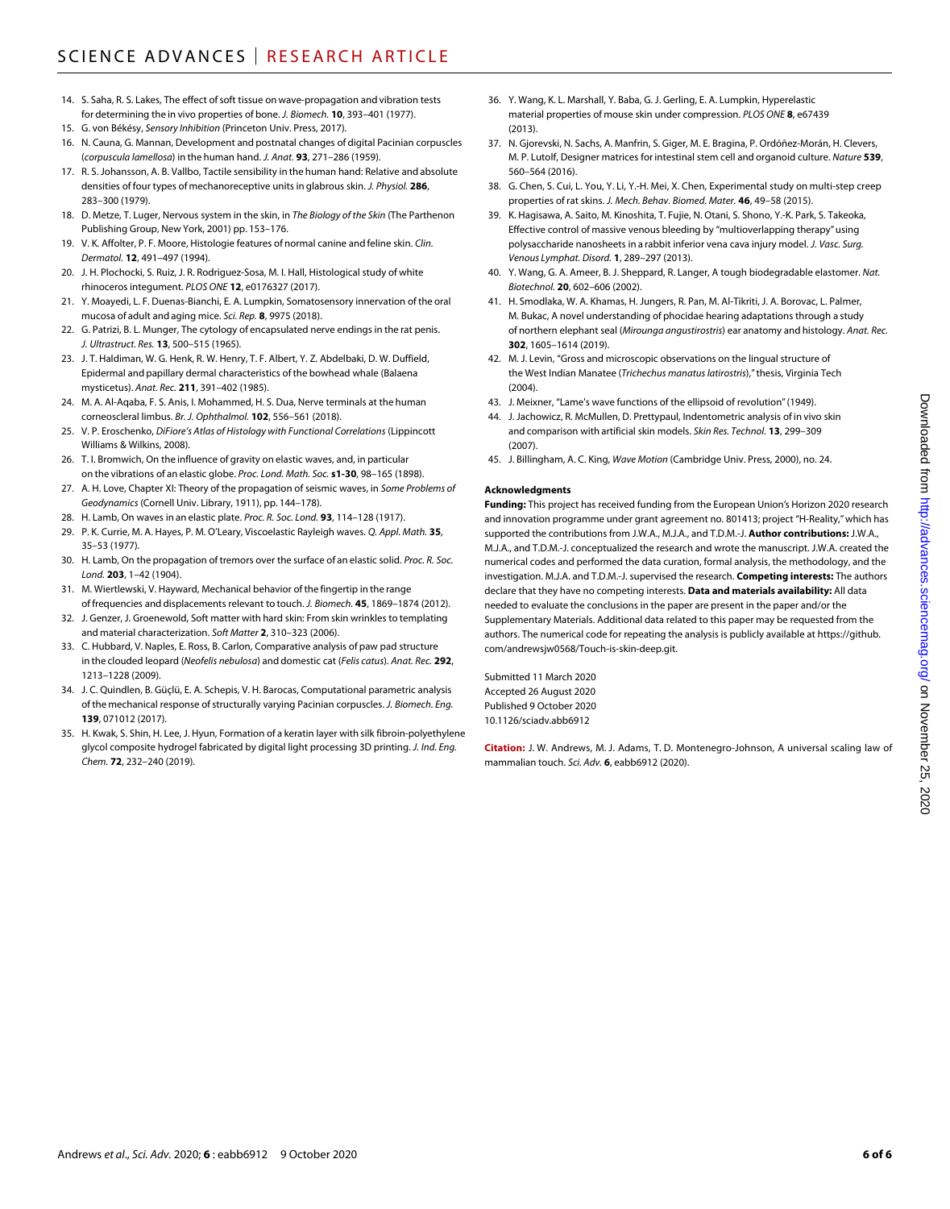14. S. Saha, R. S. Lakes, The effect of soft tissue on wave-propagation and vibration tests for determining the in vivo properties of bone. *J. Biomech.* **10**, 393–401 (1977).
15. G. von Békésy, *Sensory Inhibition* (Princeton Univ. Press, 2017).
16. N. Cauna, G. Mannan, Development and postnatal changes of digital Pacinian corpuscles (*corpuscula lamellosa*) in the human hand. *J. Anat.* **93**, 271–286 (1959).
17. R. S. Johansson, A. B. Vallbo, Tactile sensibility in the human hand: Relative and absolute densities of four types of mechanoreceptive units in glabrous skin. *J. Physiol.* **286**, 283–300 (1979).
18. D. Metze, T. Luger, Nervous system in the skin, in *The Biology of the Skin* (The Parthenon Publishing Group, New York, 2001) pp. 153–176.
19. V. K. Affolter, P. F. Moore, Histologie features of normal canine and feline skin. *Clin. Dermatol.* **12**, 491–497 (1994).
20. J. H. Plochocki, S. Ruiz, J. R. Rodriguez-Sosa, M. I. Hall, Histological study of white rhinoceros integument. *PLOS ONE* **12**, e0176327 (2017).
21. Y. Moayedi, L. F. Duenas-Bianchi, E. A. Lumpkin, Somatosensory innervation of the oral mucosa of adult and aging mice. *Sci. Rep.* **8**, 9975 (2018).
22. G. Patrizi, B. L. Munger, The cytology of encapsulated nerve endings in the rat penis. *J. Ultrastruct. Res.* **13**, 500–515 (1965).
23. J. T. Haldiman, W. G. Henk, R. W. Henry, T. F. Albert, Y. Z. Abdelbaki, D. W. Duffield, Epidermal and papillary dermal characteristics of the bowhead whale (Balaena mysticetus). *Anat. Rec.* **211**, 391–402 (1985).
24. M. A. Al-Aqaba, F. S. Anis, I. Mohammed, H. S. Dua, Nerve terminals at the human corneoscleral limbus. *Br. J. Ophthalmol.* **102**, 556–561 (2018).
25. V. P. Eroschenko, *DiFiore's Atlas of Histology with Functional Correlations* (Lippincott Williams & Wilkins, 2008).
26. T. I. Bromwich, On the influence of gravity on elastic waves, and, in particular on the vibrations of an elastic globe. *Proc. Lond. Math. Soc.* **s1-30**, 98–165 (1898).
27. A. H. Love, Chapter XI: Theory of the propagation of seismic waves, in *Some Problems of Geodynamics* (Cornell Univ. Library, 1911), pp. 144–178).
28. H. Lamb, On waves in an elastic plate. *Proc. R. Soc. Lond.* **93**, 114–128 (1917).
29. P. K. Currie, M. A. Hayes, P. M. O'Leary, Viscoelastic Rayleigh waves. *Q. Appl. Math.* **35**, 35–53 (1977).
30. H. Lamb, On the propagation of tremors over the surface of an elastic solid. *Proc. R. Soc. Lond.* **203**, 1–42 (1904).
31. M. Wiertlewski, V. Hayward, Mechanical behavior of the fingertip in the range of frequencies and displacements relevant to touch. *J. Biomech.* **45**, 1869–1874 (2012).
32. J. Genzer, J. Groenewold, Soft matter with hard skin: From skin wrinkles to templating and material characterization. *Soft Matter* **2**, 310–323 (2006).
33. C. Hubbard, V. Naples, E. Ross, B. Carlon, Comparative analysis of paw pad structure in the clouded leopard (*Neofelis nebulosa*) and domestic cat (*Felis catus*). *Anat. Rec.* **292**, 1213–1228 (2009).
34. J. C. Quindlen, B. Güçlü, E. A. Schepis, V. H. Barocas, Computational parametric analysis of the mechanical response of structurally varying Pacinian corpuscles. *J. Biomech. Eng.* **139**, 071012 (2017).
35. H. Kwak, S. Shin, H. Lee, J. Hyun, Formation of a keratin layer with silk fibroin-polyethylene glycol composite hydrogel fabricated by digital light processing 3D printing. *J. Ind. Eng. Chem.* **72**, 232–240 (2019).
36. Y. Wang, K. L. Marshall, Y. Baba, G. J. Gerling, E. A. Lumpkin, Hyperelastic material properties of mouse skin under compression. *PLOS ONE* **8**, e67439 (2013).
37. N. Gjorevski, N. Sachs, A. Manfrin, S. Giger, M. E. Bragina, P. Ordóñez-Morán, H. Clevers, M. P. Lutolf, Designer matrices for intestinal stem cell and organoid culture. *Nature* **539**, 560–564 (2016).
38. G. Chen, S. Cui, L. You, Y. Li, Y.-H. Mei, X. Chen, Experimental study on multi-step creep properties of rat skins. *J. Mech. Behav. Biomed. Mater.* **46**, 49–58 (2015).
39. K. Hagisawa, A. Saito, M. Kinoshita, T. Fujie, N. Otani, S. Shono, Y.-K. Park, S. Takeoka, Effective control of massive venous bleeding by "multioverlapping therapy" using polysaccharide nanosheets in a rabbit inferior vena cava injury model. *J. Vasc. Surg. Venous Lymphat. Disord.* **1**, 289–297 (2013).
40. Y. Wang, G. A. Ameer, B. J. Sheppard, R. Langer, A tough biodegradable elastomer. *Nat. Biotechnol.* **20**, 602–606 (2002).
41. H. Smodlaka, W. A. Khamas, H. Jungers, R. Pan, M. Al-Tikriti, J. A. Borovac, L. Palmer, M. Bukac, A novel understanding of phocidae hearing adaptations through a study of northern elephant seal (*Mirounga angustirostris*) ear anatomy and histology. *Anat. Rec.* **302**, 1605–1614 (2019).
42. M. J. Levin, "Gross and microscopic observations on the lingual structure of the West Indian Manatee (*Trichechus manatus latirostris*)," thesis, Virginia Tech (2004).
43. J. Meixner, "Lame's wave functions of the ellipsoid of revolution" (1949).
44. J. Jachowicz, R. McMullen, D. Prettypaul, Indentometric analysis of in vivo skin and comparison with artificial skin models. *Skin Res. Technol.* **13**, 299–309 (2007).
45. J. Billingham, A. C. King, *Wave Motion* (Cambridge Univ. Press, 2000), no. 24.

#### Acknowledgments

**Funding:** This project has received funding from the European Union's Horizon 2020 research and innovation programme under grant agreement no. 801413; project "H-Reality," which has supported the contributions from J.W.A., M.J.A., and T.D.M.-J. **Author contributions:** J.W.A., M.J.A., and T.D.M.-J. conceptualized the research and wrote the manuscript. J.W.A. created the numerical codes and performed the data curation, formal analysis, the methodology, and the investigation. M.J.A. and T.D.M.-J. supervised the research. **Competing interests:** The authors declare that they have no competing interests. **Data and materials availability:** All data needed to evaluate the conclusions in the paper are present in the paper and/or the Supplementary Materials. Additional data related to this paper may be requested from the authors. The numerical code for repeating the analysis is publicly available at https://github.com/andrewsjw0568/Touch-is-skin-deep.git.

Submitted 11 March 2020
Accepted 26 August 2020
Published 9 October 2020
10.1126/sciadv.abb6912

**Citation:** J. W. Andrews, M. J. Adams, T. D. Montenegro-Johnson, A universal scaling law of mammalian touch. *Sci. Adv.* **6**, eabb6912 (2020).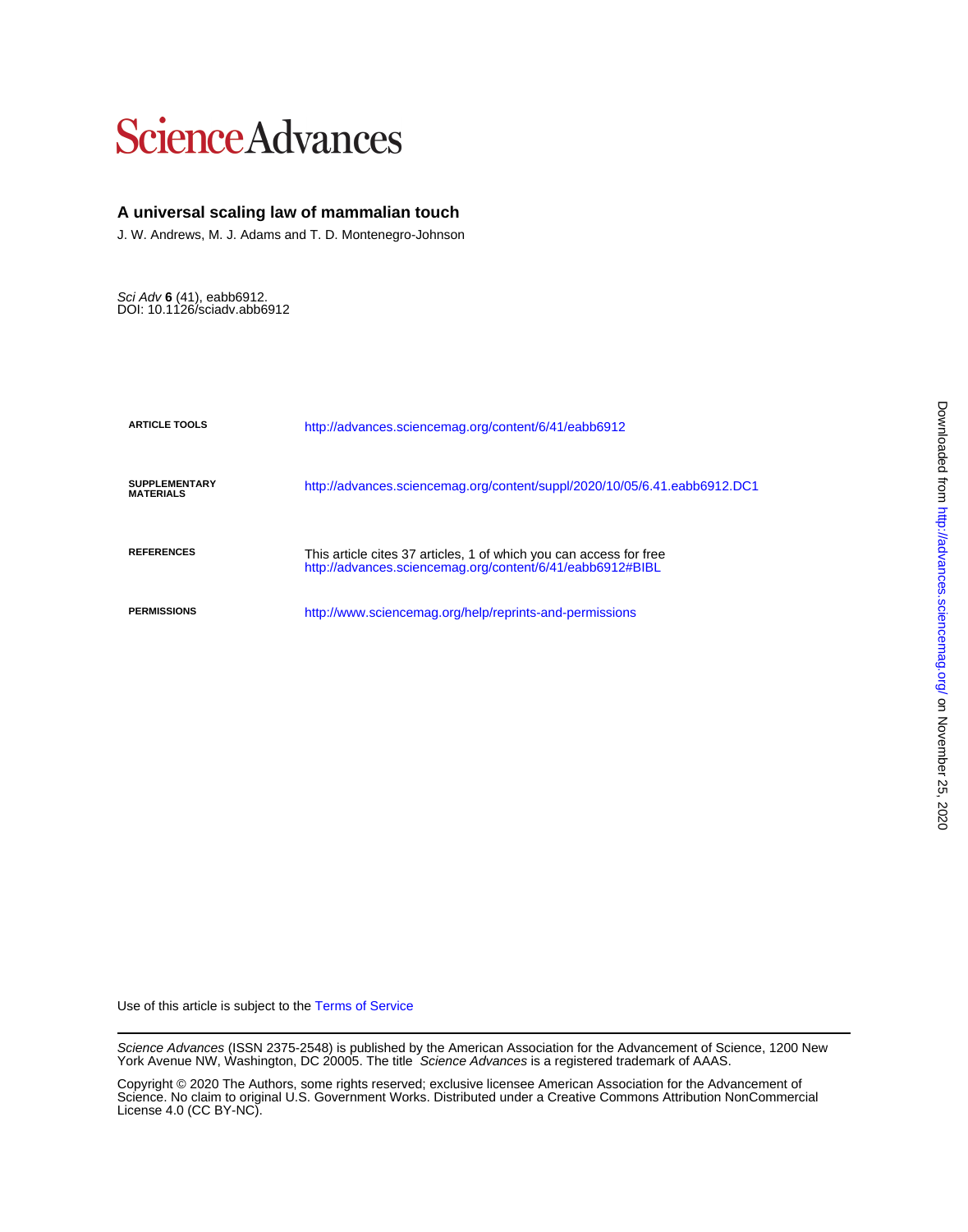# Science Advances

## A universal scaling law of mammalian touch

J. W. Andrews, M. J. Adams and T. D. Montenegro-Johnson

*Sci Adv* **6** (41), eabb6912.
DOI: 10.1126/sciadv.abb6912

| | |
|---|---|
| **ARTICLE TOOLS** | http://advances.sciencemag.org/content/6/41/eabb6912 |
| **SUPPLEMENTARY MATERIALS** | http://advances.sciencemag.org/content/suppl/2020/10/05/6.41.eabb6912.DC1 |
| **REFERENCES** | This article cites 37 articles, 1 of which you can access for free http://advances.sciencemag.org/content/6/41/eabb6912#BIBL |
| **PERMISSIONS** | http://www.sciencemag.org/help/reprints-and-permissions |

Downloaded from http://advances.sciencemag.org/ on November 25, 2020

Use of this article is subject to the Terms of Service

*Science Advances* (ISSN 2375-2548) is published by the American Association for the Advancement of Science, 1200 New York Avenue NW, Washington, DC 20005. The title *Science Advances* is a registered trademark of AAAS.

Copyright © 2020 The Authors, some rights reserved; exclusive licensee American Association for the Advancement of Science. No claim to original U.S. Government Works. Distributed under a Creative Commons Attribution NonCommercial License 4.0 (CC BY-NC).